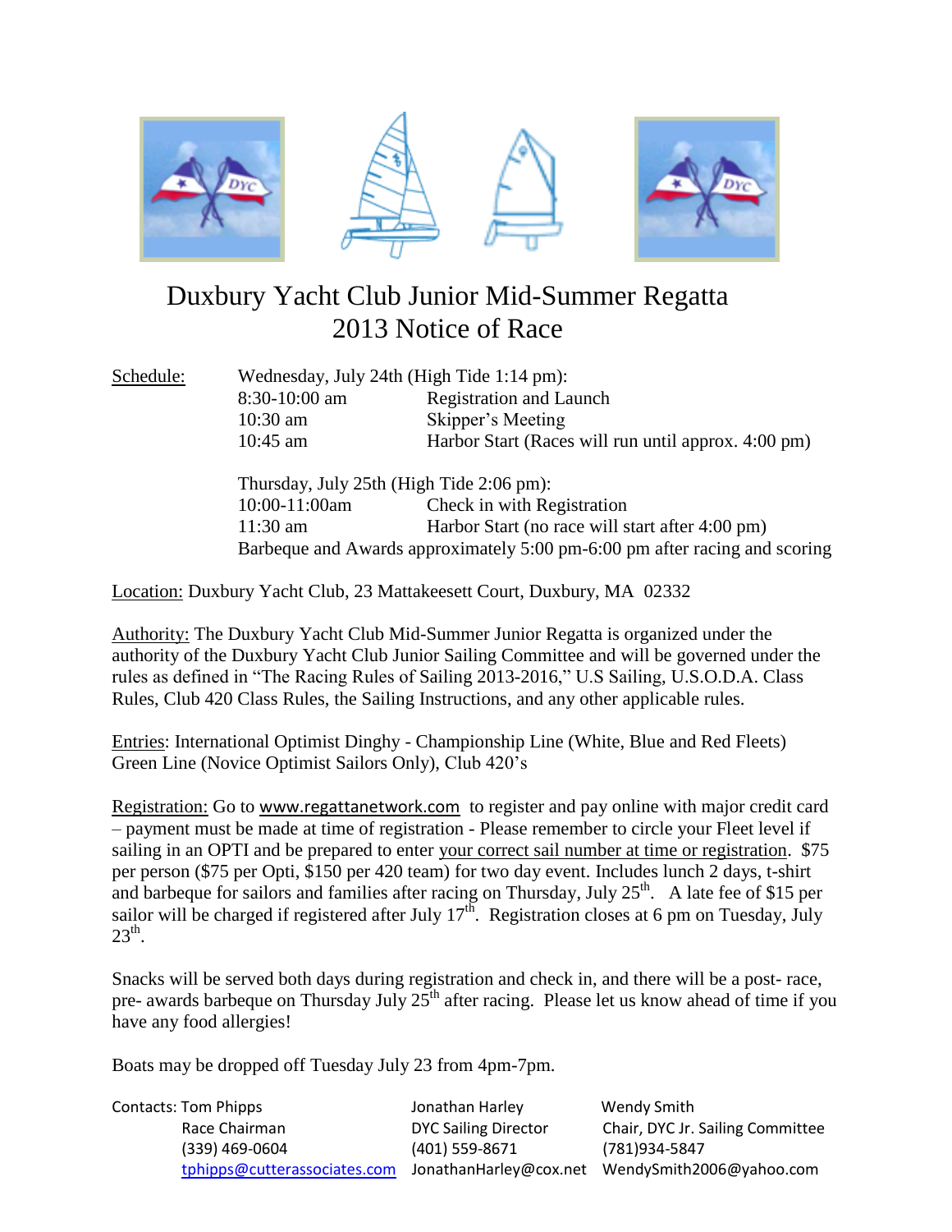# Duxbury Yacht Club Junior Mid-Summer Regatta
# 2013 Notice of Race

Schedule:

Wednesday, July 24th (High Tide 1:14 pm):

| | |
|---|---|
| 8:30-10:00 am | Registration and Launch |
| 10:30 am | Skipper's Meeting |
| 10:45 am | Harbor Start (Races will run until approx. 4:00 pm) |

Thursday, July 25th (High Tide 2:06 pm):

| | |
|---|---|
| 10:00-11:00am | Check in with Registration |
| 11:30 am | Harbor Start (no race will start after 4:00 pm) |

Barbeque and Awards approximately 5:00 pm-6:00 pm after racing and scoring

Location: Duxbury Yacht Club, 23 Mattakeesett Court, Duxbury, MA 02332

Authority: The Duxbury Yacht Club Mid-Summer Junior Regatta is organized under the authority of the Duxbury Yacht Club Junior Sailing Committee and will be governed under the rules as defined in "The Racing Rules of Sailing 2013-2016," U.S Sailing, U.S.O.D.A. Class Rules, Club 420 Class Rules, the Sailing Instructions, and any other applicable rules.

Entries: International Optimist Dinghy - Championship Line (White, Blue and Red Fleets) Green Line (Novice Optimist Sailors Only), Club 420's

Registration: Go to www.regattanetwork.com to register and pay online with major credit card – payment must be made at time of registration - Please remember to circle your Fleet level if sailing in an OPTI and be prepared to enter your correct sail number at time or registration. $75 per person ($75 per Opti, $150 per 420 team) for two day event. Includes lunch 2 days, t-shirt and barbeque for sailors and families after racing on Thursday, July 25th. A late fee of $15 per sailor will be charged if registered after July 17th. Registration closes at 6 pm on Tuesday, July 23th.

Snacks will be served both days during registration and check in, and there will be a post- race, pre- awards barbeque on Thursday July 25th after racing. Please let us know ahead of time if you have any food allergies!

Boats may be dropped off Tuesday July 23 from 4pm-7pm.

Contacts:

| Tom Phipps | Jonathan Harley | Wendy Smith |
|---|---|---|
| Race Chairman | DYC Sailing Director | Chair, DYC Jr. Sailing Committee |
| (339) 469-0604 | (401) 559-8671 | (781)934-5847 |
| tphipps@cutterassociates.com | JonathanHarley@cox.net | WendySmith2006@yahoo.com |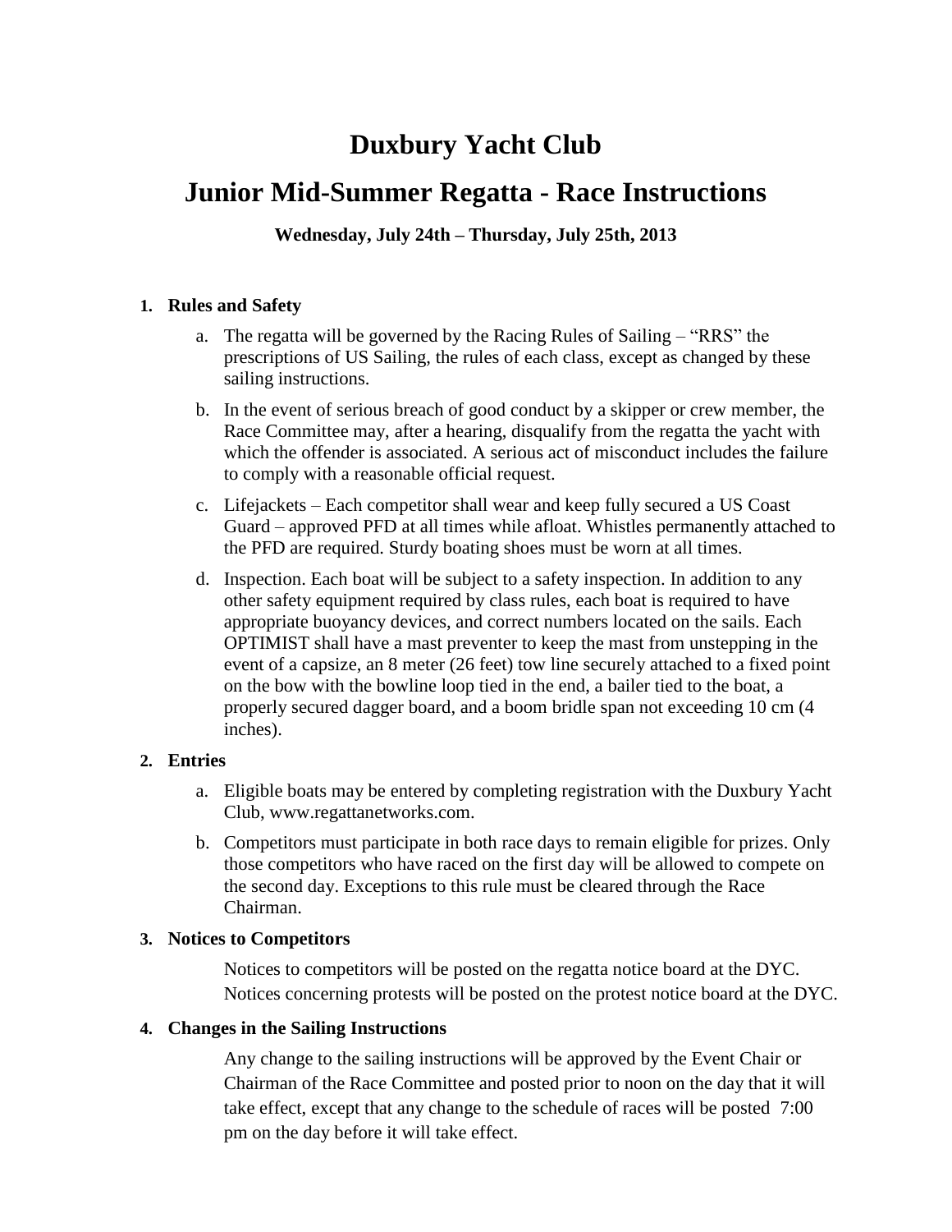# Duxbury Yacht Club

# Junior Mid-Summer Regatta - Race Instructions

**Wednesday, July 24th – Thursday, July 25th, 2013**

**1. Rules and Safety**

a. The regatta will be governed by the Racing Rules of Sailing – "RRS" the prescriptions of US Sailing, the rules of each class, except as changed by these sailing instructions.

b. In the event of serious breach of good conduct by a skipper or crew member, the Race Committee may, after a hearing, disqualify from the regatta the yacht with which the offender is associated. A serious act of misconduct includes the failure to comply with a reasonable official request.

c. Lifejackets – Each competitor shall wear and keep fully secured a US Coast Guard – approved PFD at all times while afloat. Whistles permanently attached to the PFD are required. Sturdy boating shoes must be worn at all times.

d. Inspection. Each boat will be subject to a safety inspection. In addition to any other safety equipment required by class rules, each boat is required to have appropriate buoyancy devices, and correct numbers located on the sails. Each OPTIMIST shall have a mast preventer to keep the mast from unstepping in the event of a capsize, an 8 meter (26 feet) tow line securely attached to a fixed point on the bow with the bowline loop tied in the end, a bailer tied to the boat, a properly secured dagger board, and a boom bridle span not exceeding 10 cm (4 inches).

**2. Entries**

a. Eligible boats may be entered by completing registration with the Duxbury Yacht Club, www.regattanetworks.com.

b. Competitors must participate in both race days to remain eligible for prizes. Only those competitors who have raced on the first day will be allowed to compete on the second day. Exceptions to this rule must be cleared through the Race Chairman.

**3. Notices to Competitors**

Notices to competitors will be posted on the regatta notice board at the DYC. Notices concerning protests will be posted on the protest notice board at the DYC.

**4. Changes in the Sailing Instructions**

Any change to the sailing instructions will be approved by the Event Chair or Chairman of the Race Committee and posted prior to noon on the day that it will take effect, except that any change to the schedule of races will be posted 7:00 pm on the day before it will take effect.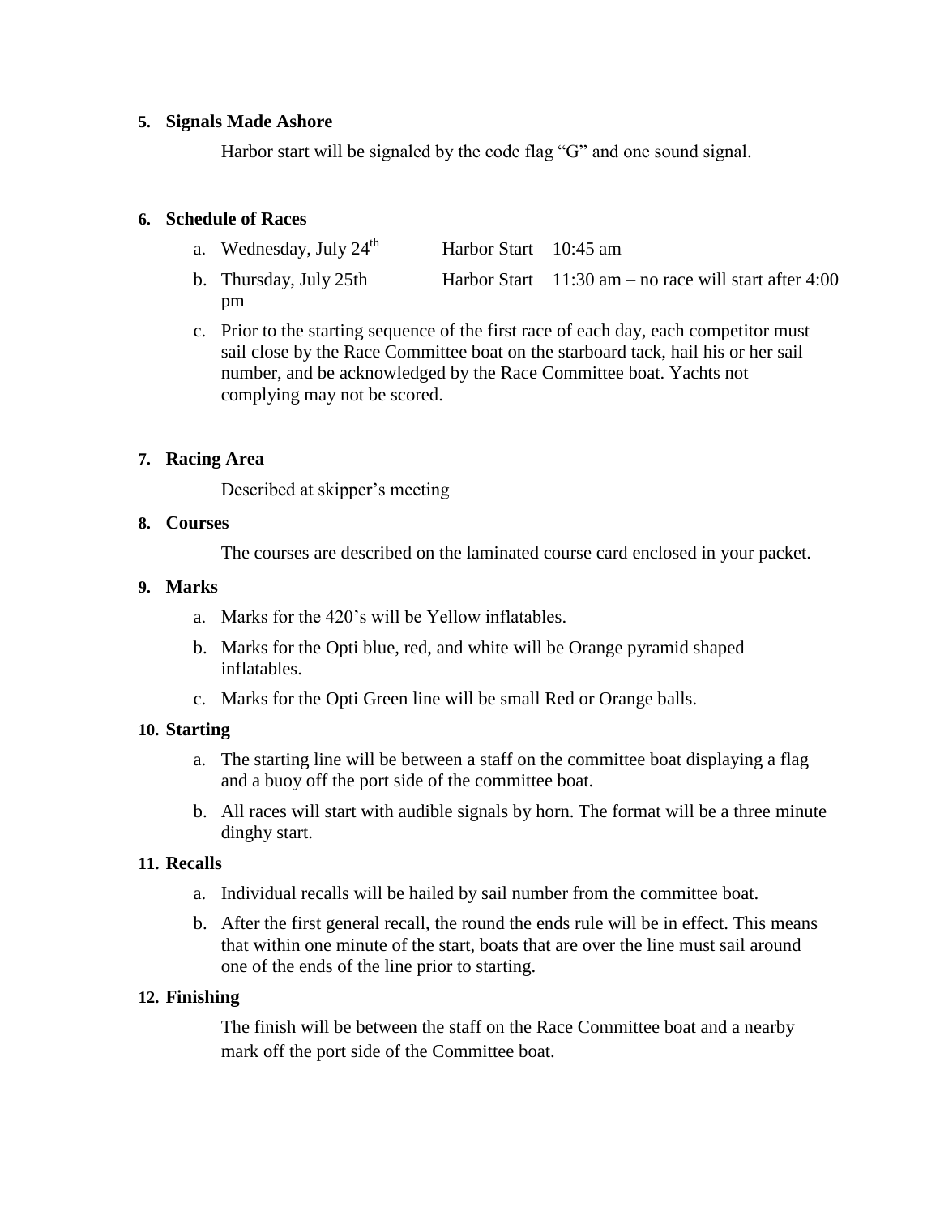**5. Signals Made Ashore**

Harbor start will be signaled by the code flag "G" and one sound signal.

**6. Schedule of Races**

a. Wednesday, July 24th Harbor Start 10:45 am

b. Thursday, July 25th Harbor Start 11:30 am – no race will start after 4:00 pm

c. Prior to the starting sequence of the first race of each day, each competitor must sail close by the Race Committee boat on the starboard tack, hail his or her sail number, and be acknowledged by the Race Committee boat. Yachts not complying may not be scored.

**7. Racing Area**

Described at skipper's meeting

**8. Courses**

The courses are described on the laminated course card enclosed in your packet.

**9. Marks**

a. Marks for the 420's will be Yellow inflatables.

b. Marks for the Opti blue, red, and white will be Orange pyramid shaped inflatables.

c. Marks for the Opti Green line will be small Red or Orange balls.

**10. Starting**

a. The starting line will be between a staff on the committee boat displaying a flag and a buoy off the port side of the committee boat.

b. All races will start with audible signals by horn. The format will be a three minute dinghy start.

**11. Recalls**

a. Individual recalls will be hailed by sail number from the committee boat.

b. After the first general recall, the round the ends rule will be in effect. This means that within one minute of the start, boats that are over the line must sail around one of the ends of the line prior to starting.

**12. Finishing**

The finish will be between the staff on the Race Committee boat and a nearby mark off the port side of the Committee boat.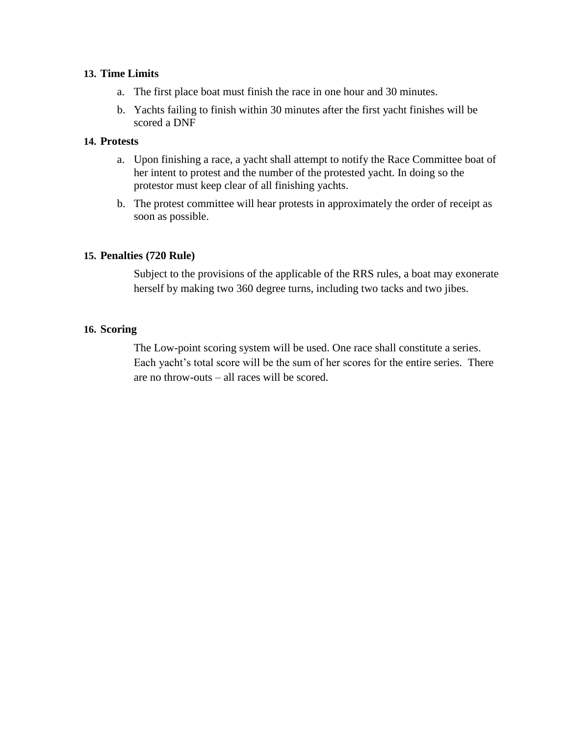**13. Time Limits**

a. The first place boat must finish the race in one hour and 30 minutes.

b. Yachts failing to finish within 30 minutes after the first yacht finishes will be scored a DNF

**14. Protests**

a. Upon finishing a race, a yacht shall attempt to notify the Race Committee boat of her intent to protest and the number of the protested yacht. In doing so the protestor must keep clear of all finishing yachts.

b. The protest committee will hear protests in approximately the order of receipt as soon as possible.

**15. Penalties (720 Rule)**

Subject to the provisions of the applicable of the RRS rules, a boat may exonerate herself by making two 360 degree turns, including two tacks and two jibes.

**16. Scoring**

The Low-point scoring system will be used. One race shall constitute a series. Each yacht's total score will be the sum of her scores for the entire series. There are no throw-outs – all races will be scored.